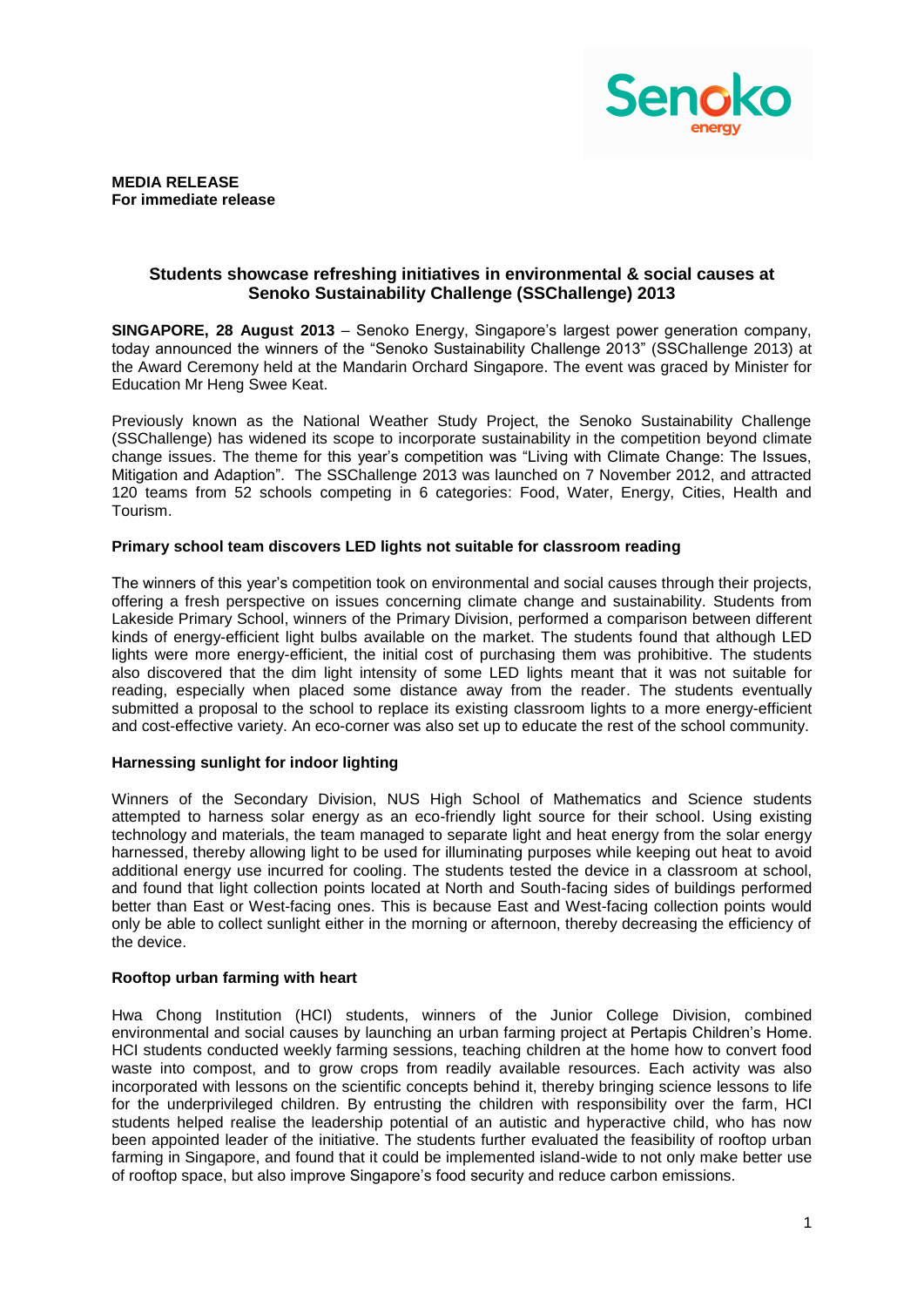**MEDIA RELEASE**
**For immediate release**

## Students showcase refreshing initiatives in environmental & social causes at Senoko Sustainability Challenge (SSChallenge) 2013

**SINGAPORE, 28 August 2013** – Senoko Energy, Singapore's largest power generation company, today announced the winners of the "Senoko Sustainability Challenge 2013" (SSChallenge 2013) at the Award Ceremony held at the Mandarin Orchard Singapore. The event was graced by Minister for Education Mr Heng Swee Keat.

Previously known as the National Weather Study Project, the Senoko Sustainability Challenge (SSChallenge) has widened its scope to incorporate sustainability in the competition beyond climate change issues. The theme for this year's competition was "Living with Climate Change: The Issues, Mitigation and Adaption". The SSChallenge 2013 was launched on 7 November 2012, and attracted 120 teams from 52 schools competing in 6 categories: Food, Water, Energy, Cities, Health and Tourism.

### Primary school team discovers LED lights not suitable for classroom reading

The winners of this year's competition took on environmental and social causes through their projects, offering a fresh perspective on issues concerning climate change and sustainability. Students from Lakeside Primary School, winners of the Primary Division, performed a comparison between different kinds of energy-efficient light bulbs available on the market. The students found that although LED lights were more energy-efficient, the initial cost of purchasing them was prohibitive. The students also discovered that the dim light intensity of some LED lights meant that it was not suitable for reading, especially when placed some distance away from the reader. The students eventually submitted a proposal to the school to replace its existing classroom lights to a more energy-efficient and cost-effective variety. An eco-corner was also set up to educate the rest of the school community.

### Harnessing sunlight for indoor lighting

Winners of the Secondary Division, NUS High School of Mathematics and Science students attempted to harness solar energy as an eco-friendly light source for their school. Using existing technology and materials, the team managed to separate light and heat energy from the solar energy harnessed, thereby allowing light to be used for illuminating purposes while keeping out heat to avoid additional energy use incurred for cooling. The students tested the device in a classroom at school, and found that light collection points located at North and South-facing sides of buildings performed better than East or West-facing ones. This is because East and West-facing collection points would only be able to collect sunlight either in the morning or afternoon, thereby decreasing the efficiency of the device.

### Rooftop urban farming with heart

Hwa Chong Institution (HCI) students, winners of the Junior College Division, combined environmental and social causes by launching an urban farming project at Pertapis Children's Home. HCI students conducted weekly farming sessions, teaching children at the home how to convert food waste into compost, and to grow crops from readily available resources. Each activity was also incorporated with lessons on the scientific concepts behind it, thereby bringing science lessons to life for the underprivileged children. By entrusting the children with responsibility over the farm, HCI students helped realise the leadership potential of an autistic and hyperactive child, who has now been appointed leader of the initiative. The students further evaluated the feasibility of rooftop urban farming in Singapore, and found that it could be implemented island-wide to not only make better use of rooftop space, but also improve Singapore's food security and reduce carbon emissions.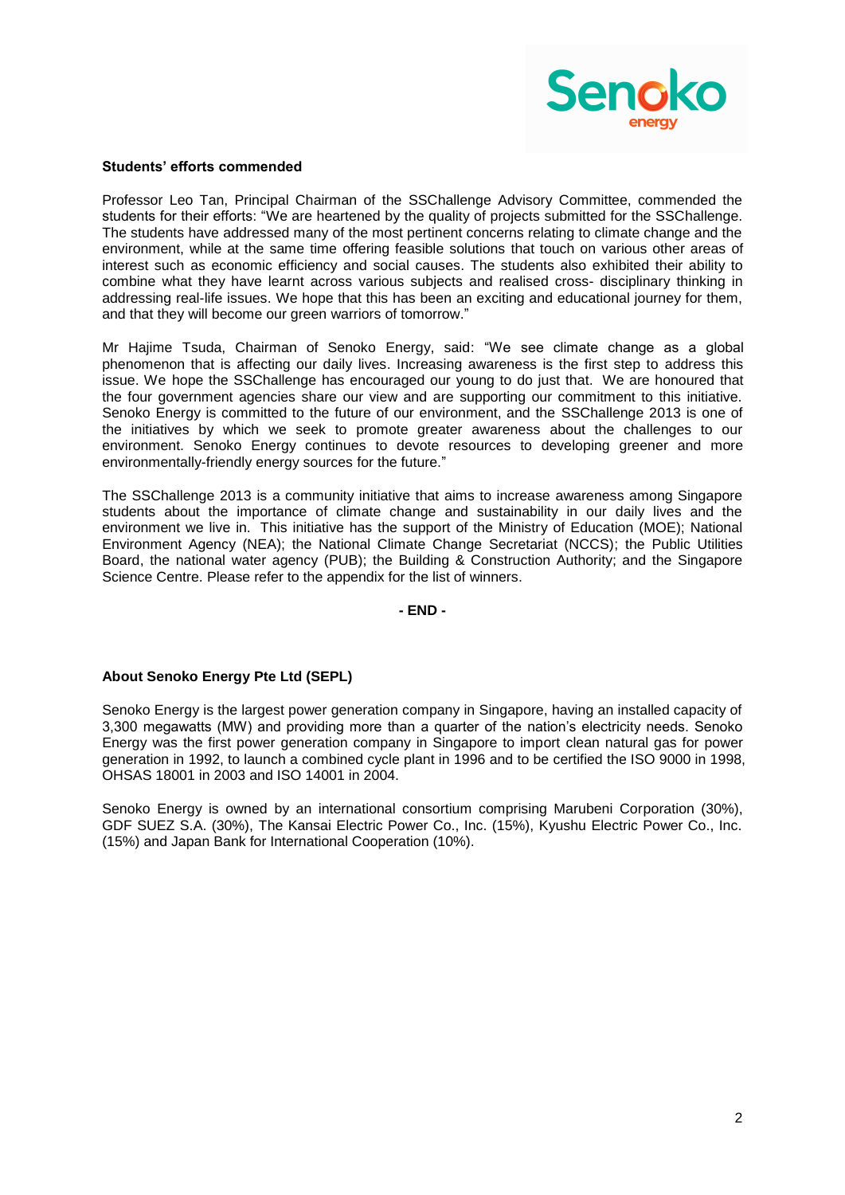**Students' efforts commended**

Professor Leo Tan, Principal Chairman of the SSChallenge Advisory Committee, commended the students for their efforts: "We are heartened by the quality of projects submitted for the SSChallenge. The students have addressed many of the most pertinent concerns relating to climate change and the environment, while at the same time offering feasible solutions that touch on various other areas of interest such as economic efficiency and social causes. The students also exhibited their ability to combine what they have learnt across various subjects and realised cross- disciplinary thinking in addressing real-life issues. We hope that this has been an exciting and educational journey for them, and that they will become our green warriors of tomorrow."

Mr Hajime Tsuda, Chairman of Senoko Energy, said: "We see climate change as a global phenomenon that is affecting our daily lives. Increasing awareness is the first step to address this issue. We hope the SSChallenge has encouraged our young to do just that. We are honoured that the four government agencies share our view and are supporting our commitment to this initiative. Senoko Energy is committed to the future of our environment, and the SSChallenge 2013 is one of the initiatives by which we seek to promote greater awareness about the challenges to our environment. Senoko Energy continues to devote resources to developing greener and more environmentally-friendly energy sources for the future."

The SSChallenge 2013 is a community initiative that aims to increase awareness among Singapore students about the importance of climate change and sustainability in our daily lives and the environment we live in. This initiative has the support of the Ministry of Education (MOE); National Environment Agency (NEA); the National Climate Change Secretariat (NCCS); the Public Utilities Board, the national water agency (PUB); the Building & Construction Authority; and the Singapore Science Centre. Please refer to the appendix for the list of winners.

**- END -**

**About Senoko Energy Pte Ltd (SEPL)**

Senoko Energy is the largest power generation company in Singapore, having an installed capacity of 3,300 megawatts (MW) and providing more than a quarter of the nation's electricity needs. Senoko Energy was the first power generation company in Singapore to import clean natural gas for power generation in 1992, to launch a combined cycle plant in 1996 and to be certified the ISO 9000 in 1998, OHSAS 18001 in 2003 and ISO 14001 in 2004.

Senoko Energy is owned by an international consortium comprising Marubeni Corporation (30%), GDF SUEZ S.A. (30%), The Kansai Electric Power Co., Inc. (15%), Kyushu Electric Power Co., Inc. (15%) and Japan Bank for International Cooperation (10%).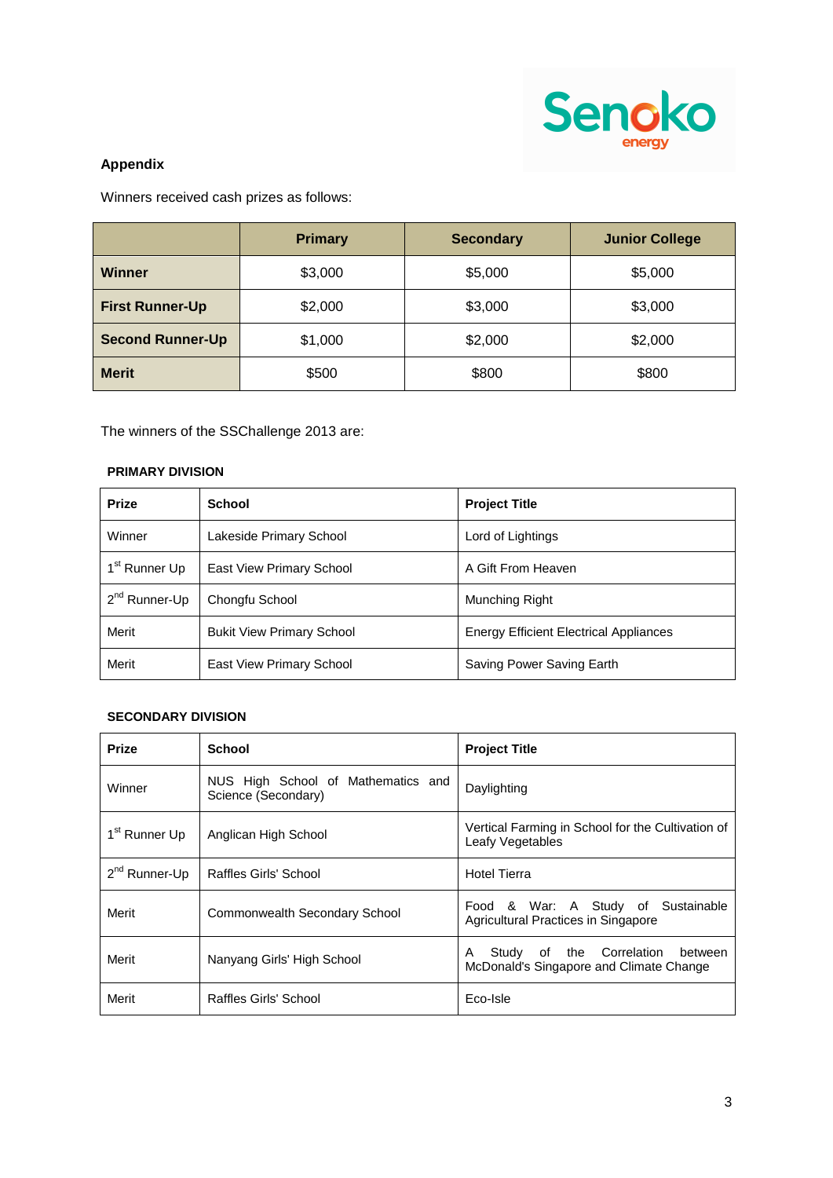## Appendix

Winners received cash prizes as follows:

| | Primary | Secondary | Junior College |
|---|---|---|---|
| **Winner** | $3,000 | $5,000 | $5,000 |
| **First Runner-Up** | $2,000 | $3,000 | $3,000 |
| **Second Runner-Up** | $1,000 | $2,000 | $2,000 |
| **Merit** | $500 | $800 | $800 |

The winners of the SSChallenge 2013 are:

### PRIMARY DIVISION

| Prize | School | Project Title |
|---|---|---|
| Winner | Lakeside Primary School | Lord of Lightings |
| 1st Runner Up | East View Primary School | A Gift From Heaven |
| 2nd Runner-Up | Chongfu School | Munching Right |
| Merit | Bukit View Primary School | Energy Efficient Electrical Appliances |
| Merit | East View Primary School | Saving Power Saving Earth |

### SECONDARY DIVISION

| Prize | School | Project Title |
|---|---|---|
| Winner | NUS High School of Mathematics and Science (Secondary) | Daylighting |
| 1st Runner Up | Anglican High School | Vertical Farming in School for the Cultivation of Leafy Vegetables |
| 2nd Runner-Up | Raffles Girls' School | Hotel Tierra |
| Merit | Commonwealth Secondary School | Food & War: A Study of Sustainable Agricultural Practices in Singapore |
| Merit | Nanyang Girls' High School | A Study of the Correlation between McDonald's Singapore and Climate Change |
| Merit | Raffles Girls' School | Eco-Isle |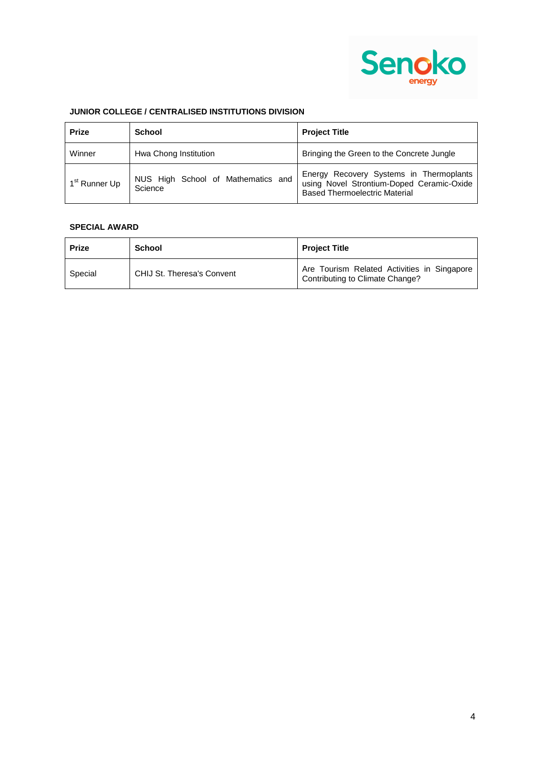### JUNIOR COLLEGE / CENTRALISED INSTITUTIONS DIVISION

| Prize | School | Project Title |
|---|---|---|
| Winner | Hwa Chong Institution | Bringing the Green to the Concrete Jungle |
| 1st Runner Up | NUS High School of Mathematics and Science | Energy Recovery Systems in Thermoplants using Novel Strontium-Doped Ceramic-Oxide Based Thermoelectric Material |

### SPECIAL AWARD

| Prize | School | Project Title |
|---|---|---|
| Special | CHIJ St. Theresa's Convent | Are Tourism Related Activities in Singapore Contributing to Climate Change? |